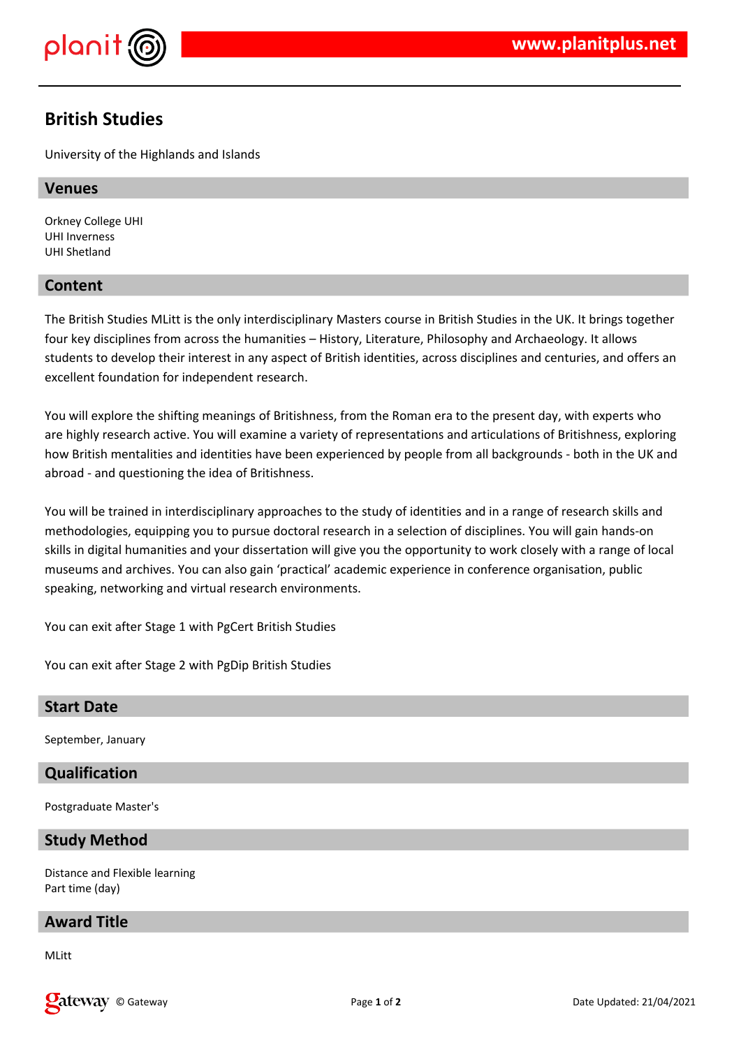# British Studies

University of the Highlands and Islands

## Venues

Orkney College UHI
UHI Inverness
UHI Shetland

## Content

The British Studies MLitt is the only interdisciplinary Masters course in British Studies in the UK. It brings together four key disciplines from across the humanities – History, Literature, Philosophy and Archaeology. It allows students to develop their interest in any aspect of British identities, across disciplines and centuries, and offers an excellent foundation for independent research.

You will explore the shifting meanings of Britishness, from the Roman era to the present day, with experts who are highly research active. You will examine a variety of representations and articulations of Britishness, exploring how British mentalities and identities have been experienced by people from all backgrounds - both in the UK and abroad - and questioning the idea of Britishness.

You will be trained in interdisciplinary approaches to the study of identities and in a range of research skills and methodologies, equipping you to pursue doctoral research in a selection of disciplines. You will gain hands-on skills in digital humanities and your dissertation will give you the opportunity to work closely with a range of local museums and archives. You can also gain 'practical' academic experience in conference organisation, public speaking, networking and virtual research environments.

You can exit after Stage 1 with PgCert British Studies

You can exit after Stage 2 with PgDip British Studies

## Start Date

September, January

## Qualification

Postgraduate Master's

## Study Method

Distance and Flexible learning
Part time (day)

## Award Title

MLitt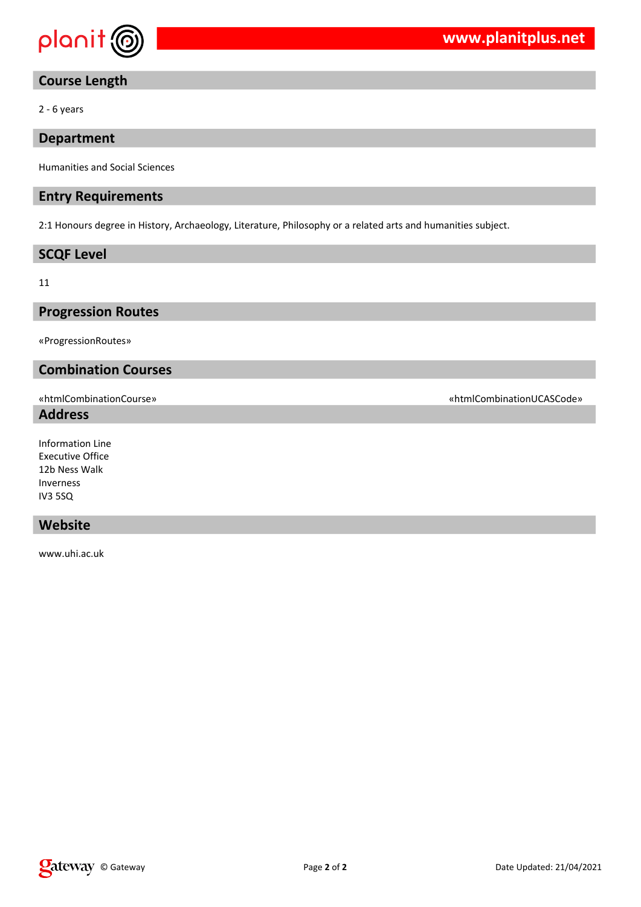## Course Length

2 - 6 years

## Department

Humanities and Social Sciences

## Entry Requirements

2:1 Honours degree in History, Archaeology, Literature, Philosophy or a related arts and humanities subject.

## SCQF Level

11

## Progression Routes

«ProgressionRoutes»

## Combination Courses

«htmlCombinationCourse» «htmlCombinationUCASCode»

## Address

Information Line
Executive Office
12b Ness Walk
Inverness
IV3 5SQ

## Website

www.uhi.ac.uk